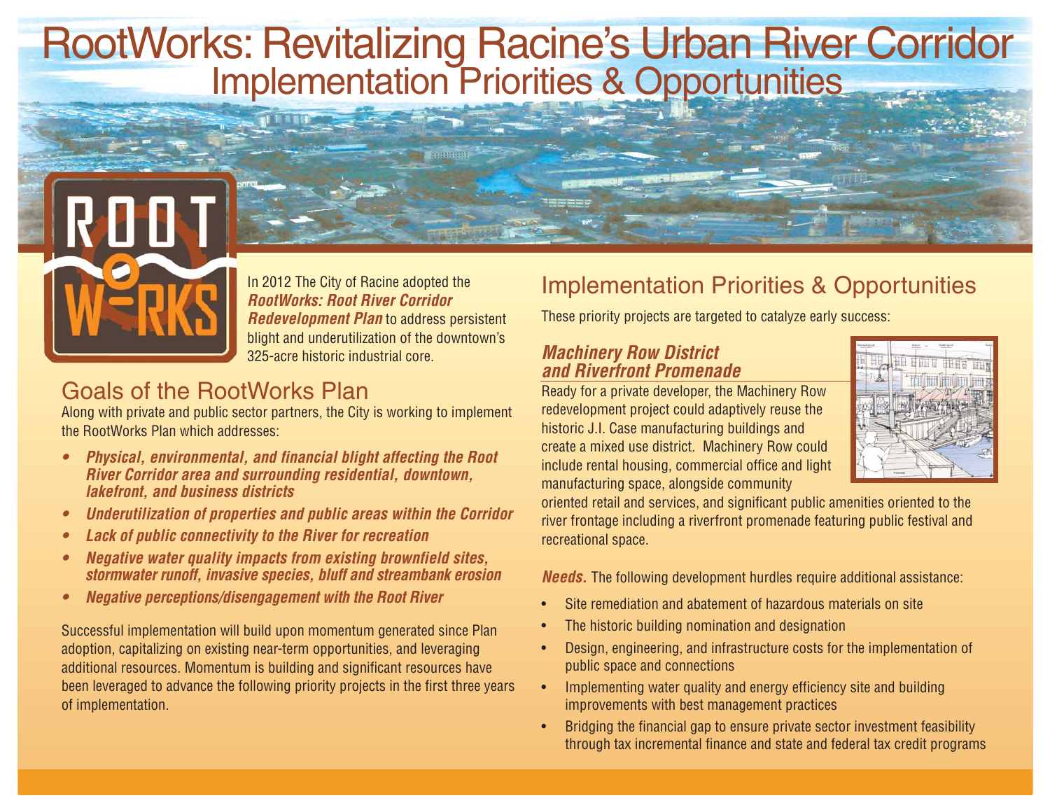# RootWorks: Revitalizing Racine's Urban River Corridor

## Implementation Priorities & Opportunities

In 2012 The City of Racine adopted the ***RootWorks: Root River Corridor Redevelopment Plan*** to address persistent blight and underutilization of the downtown's 325-acre historic industrial core.

## Goals of the RootWorks Plan

Along with private and public sector partners, the City is working to implement the RootWorks Plan which addresses:

- ***Physical, environmental, and financial blight affecting the Root River Corridor area and surrounding residential, downtown, lakefront, and business districts***
- ***Underutilization of properties and public areas within the Corridor***
- ***Lack of public connectivity to the River for recreation***
- ***Negative water quality impacts from existing brownfield sites, stormwater runoff, invasive species, bluff and streambank erosion***
- ***Negative perceptions/disengagement with the Root River***

Successful implementation will build upon momentum generated since Plan adoption, capitalizing on existing near-term opportunities, and leveraging additional resources. Momentum is building and significant resources have been leveraged to advance the following priority projects in the first three years of implementation.

## Implementation Priorities & Opportunities

These priority projects are targeted to catalyze early success:

### *Machinery Row District and Riverfront Promenade*

Ready for a private developer, the Machinery Row redevelopment project could adaptively reuse the historic J.I. Case manufacturing buildings and create a mixed use district. Machinery Row could include rental housing, commercial office and light manufacturing space, alongside community oriented retail and services, and significant public amenities oriented to the river frontage including a riverfront promenade featuring public festival and recreational space.

***Needs.*** The following development hurdles require additional assistance:

- Site remediation and abatement of hazardous materials on site
- The historic building nomination and designation
- Design, engineering, and infrastructure costs for the implementation of public space and connections
- Implementing water quality and energy efficiency site and building improvements with best management practices
- Bridging the financial gap to ensure private sector investment feasibility through tax incremental finance and state and federal tax credit programs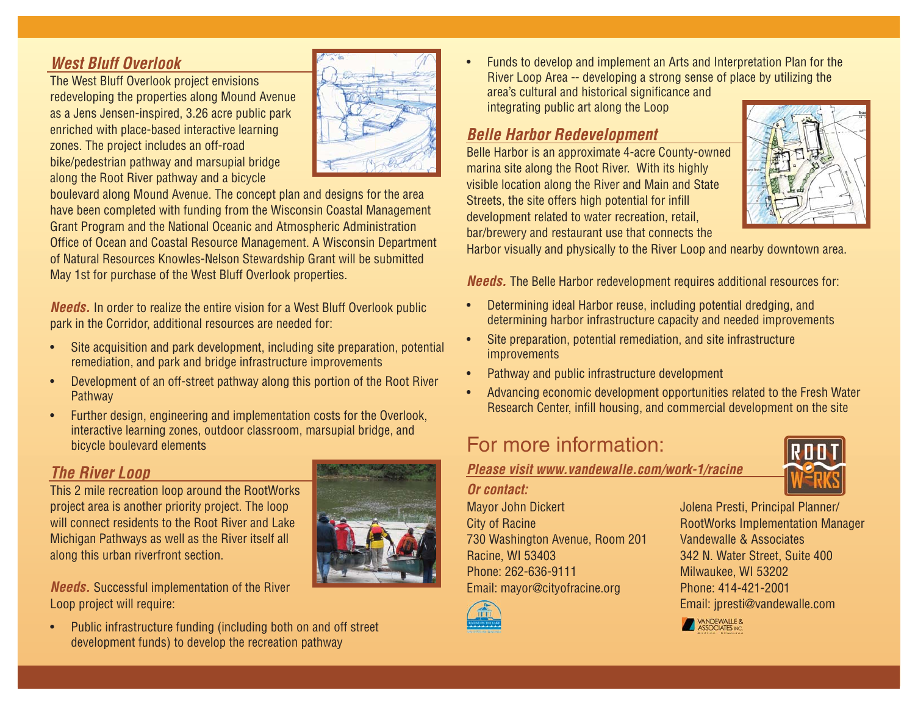## *West Bluff Overlook*

The West Bluff Overlook project envisions redeveloping the properties along Mound Avenue as a Jens Jensen-inspired, 3.26 acre public park enriched with place-based interactive learning zones. The project includes an off-road bike/pedestrian pathway and marsupial bridge along the Root River pathway and a bicycle boulevard along Mound Avenue. The concept plan and designs for the area have been completed with funding from the Wisconsin Coastal Management Grant Program and the National Oceanic and Atmospheric Administration Office of Ocean and Coastal Resource Management. A Wisconsin Department of Natural Resources Knowles-Nelson Stewardship Grant will be submitted May 1st for purchase of the West Bluff Overlook properties.

***Needs.*** In order to realize the entire vision for a West Bluff Overlook public park in the Corridor, additional resources are needed for:

- Site acquisition and park development, including site preparation, potential remediation, and park and bridge infrastructure improvements
- Development of an off-street pathway along this portion of the Root River Pathway
- Further design, engineering and implementation costs for the Overlook, interactive learning zones, outdoor classroom, marsupial bridge, and bicycle boulevard elements

## *The River Loop*

This 2 mile recreation loop around the RootWorks project area is another priority project. The loop will connect residents to the Root River and Lake Michigan Pathways as well as the River itself all along this urban riverfront section.

***Needs.*** Successful implementation of the River Loop project will require:

- Public infrastructure funding (including both on and off street development funds) to develop the recreation pathway
- Funds to develop and implement an Arts and Interpretation Plan for the River Loop Area -- developing a strong sense of place by utilizing the area's cultural and historical significance and integrating public art along the Loop

## *Belle Harbor Redevelopment*

Belle Harbor is an approximate 4-acre County-owned marina site along the Root River. With its highly visible location along the River and Main and State Streets, the site offers high potential for infill development related to water recreation, retail, bar/brewery and restaurant use that connects the Harbor visually and physically to the River Loop and nearby downtown area.

***Needs.*** The Belle Harbor redevelopment requires additional resources for:

- Determining ideal Harbor reuse, including potential dredging, and determining harbor infrastructure capacity and needed improvements
- Site preparation, potential remediation, and site infrastructure improvements
- Pathway and public infrastructure development
- Advancing economic development opportunities related to the Fresh Water Research Center, infill housing, and commercial development on the site

# For more information:

***Please visit www.vandewalle.com/work-1/racine***

***Or contact:***

Mayor John Dickert
City of Racine
730 Washington Avenue, Room 201
Racine, WI 53403
Phone: 262-636-9111
Email: mayor@cityofracine.org

Jolena Presti, Principal Planner/
RootWorks Implementation Manager
Vandewalle & Associates
342 N. Water Street, Suite 400
Milwaukee, WI 53202
Phone: 414-421-2001
Email: jpresti@vandewalle.com